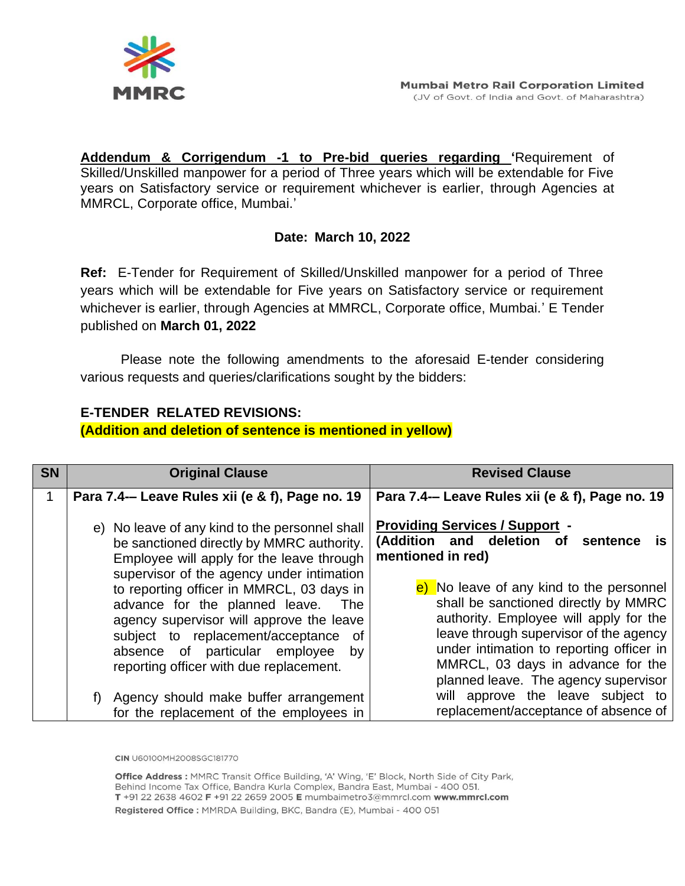**Addendum & Corrigendum -1 to Pre-bid queries regarding** 'Requirement of Skilled/Unskilled manpower for a period of Three years which will be extendable for Five years on Satisfactory service or requirement whichever is earlier, through Agencies at MMRCL, Corporate office, Mumbai.'

**Date: March 10, 2022**

**Ref:** E-Tender for Requirement of Skilled/Unskilled manpower for a period of Three years which will be extendable for Five years on Satisfactory service or requirement whichever is earlier, through Agencies at MMRCL, Corporate office, Mumbai.' E Tender published on **March 01, 2022**

Please note the following amendments to the aforesaid E-tender considering various requests and queries/clarifications sought by the bidders:

**E-TENDER RELATED REVISIONS:**

**(Addition and deletion of sentence is mentioned in yellow)**

| SN | Original Clause | Revised Clause |
|---|---|---|
| 1 | **Para 7.4-– Leave Rules xii (e & f), Page no. 19**<br><br>e) No leave of any kind to the personnel shall be sanctioned directly by MMRC authority. Employee will apply for the leave through supervisor of the agency under intimation to reporting officer in MMRCL, 03 days in advance for the planned leave. The agency supervisor will approve the leave subject to replacement/acceptance of absence of particular employee by reporting officer with due replacement.<br><br>f) Agency should make buffer arrangement for the replacement of the employees in | **Para 7.4-– Leave Rules xii (e & f), Page no. 19**<br><br>**Providing Services / Support - (Addition and deletion of sentence is mentioned in red)**<br><br>e) No leave of any kind to the personnel shall be sanctioned directly by MMRC authority. Employee will apply for the leave through supervisor of the agency under intimation to reporting officer in MMRCL, 03 days in advance for the planned leave. The agency supervisor will approve the leave subject to replacement/acceptance of absence of |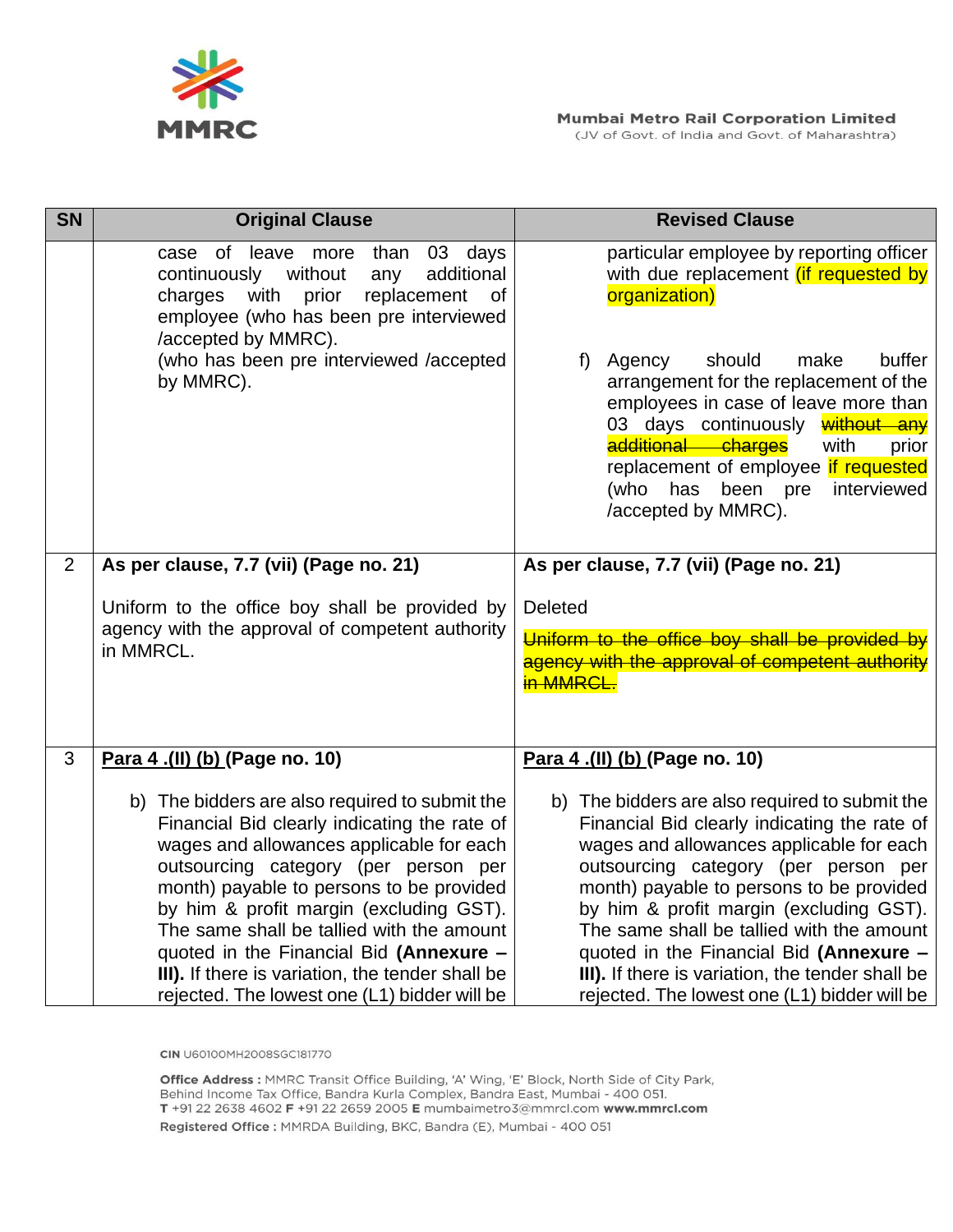| SN | Original Clause | Revised Clause |
|---|---|---|
| | case of leave more than 03 days continuously without any additional charges with prior replacement of employee (who has been pre interviewed /accepted by MMRC). (who has been pre interviewed /accepted by MMRC). | particular employee by reporting officer with due replacement (if requested by organization)<br><br>f) Agency should make buffer arrangement for the replacement of the employees in case of leave more than 03 days continuously ~~without any additional charges~~ with prior replacement of employee if requested (who has been pre interviewed /accepted by MMRC). |
| 2 | **As per clause, 7.7 (vii) (Page no. 21)**<br><br>Uniform to the office boy shall be provided by agency with the approval of competent authority in MMRCL. | **As per clause, 7.7 (vii) (Page no. 21)**<br><br>Deleted<br><br>~~Uniform to the office boy shall be provided by agency with the approval of competent authority in MMRCL.~~ |
| 3 | **Para 4 .(II) (b) (Page no. 10)**<br><br>b) The bidders are also required to submit the Financial Bid clearly indicating the rate of wages and allowances applicable for each outsourcing category (per person per month) payable to persons to be provided by him & profit margin (excluding GST). The same shall be tallied with the amount quoted in the Financial Bid **(Annexure – III).** If there is variation, the tender shall be rejected. The lowest one (L1) bidder will be | **Para 4 .(II) (b) (Page no. 10)**<br><br>b) The bidders are also required to submit the Financial Bid clearly indicating the rate of wages and allowances applicable for each outsourcing category (per person per month) payable to persons to be provided by him & profit margin (excluding GST). The same shall be tallied with the amount quoted in the Financial Bid **(Annexure – III).** If there is variation, the tender shall be rejected. The lowest one (L1) bidder will be |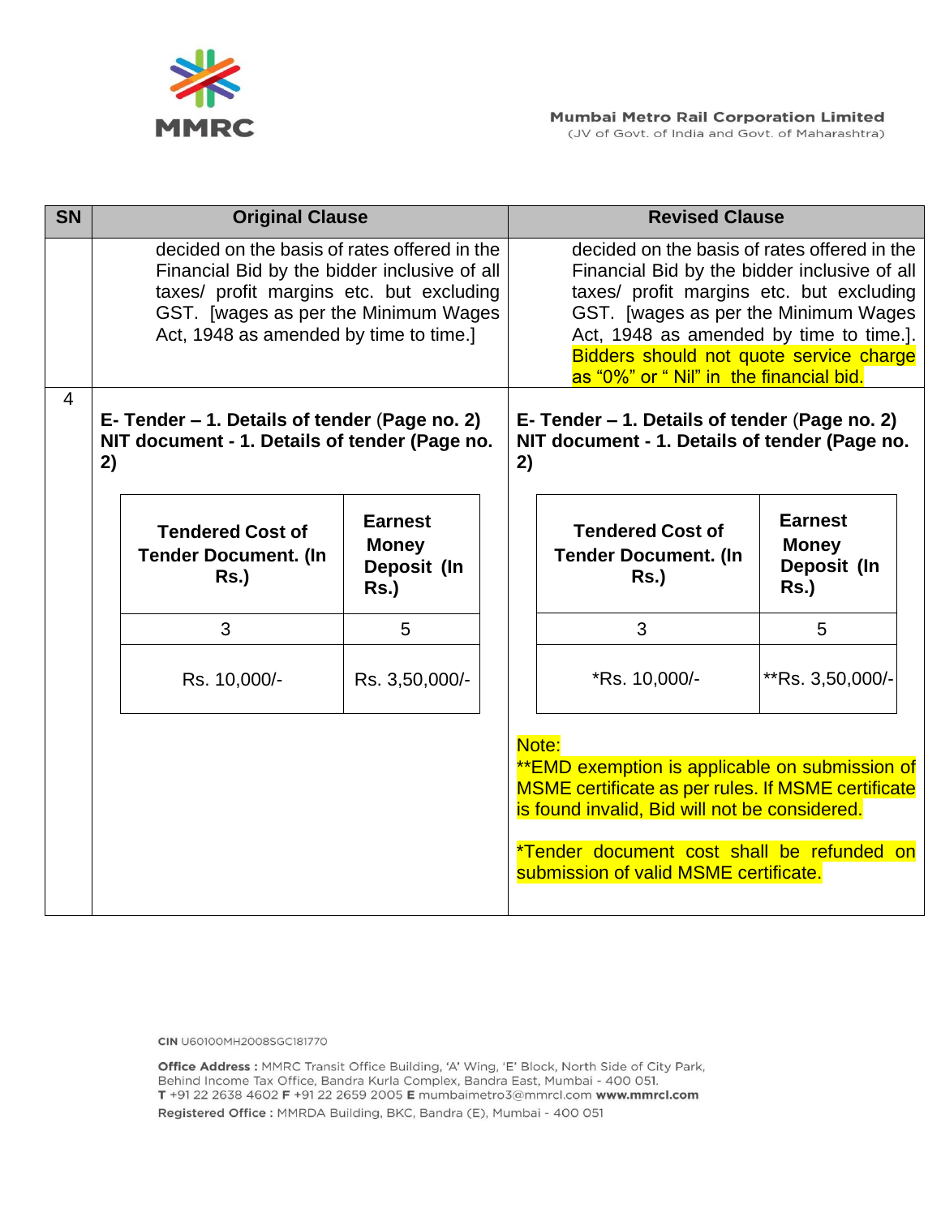| SN | Original Clause | Revised Clause |
|---|---|---|
| | decided on the basis of rates offered in the Financial Bid by the bidder inclusive of all taxes/ profit margins etc. but excluding GST. [wages as per the Minimum Wages Act, 1948 as amended by time to time.] | decided on the basis of rates offered in the Financial Bid by the bidder inclusive of all taxes/ profit margins etc. but excluding GST. [wages as per the Minimum Wages Act, 1948 as amended by time to time.]. Bidders should not quote service charge as "0%" or " Nil" in the financial bid. |
| 4 | **E- Tender – 1. Details of tender** (**Page no. 2)**<br>**NIT document - 1. Details of tender (Page no. 2)**<br><br>Tendered Cost of Tender Document. (In Rs.) (3): Rs. 10,000/-<br>Earnest Money Deposit (In Rs.) (5): Rs. 3,50,000/- | **E- Tender – 1. Details of tender** (**Page no. 2)**<br>**NIT document - 1. Details of tender (Page no. 2)**<br><br>Tendered Cost of Tender Document. (In Rs.) (3): *Rs. 10,000/-<br>Earnest Money Deposit (In Rs.) (5): **Rs. 3,50,000/-<br><br>Note:<br>**EMD exemption is applicable on submission of MSME certificate as per rules. If MSME certificate is found invalid, Bid will not be considered.<br><br>*Tender document cost shall be refunded on submission of valid MSME certificate. |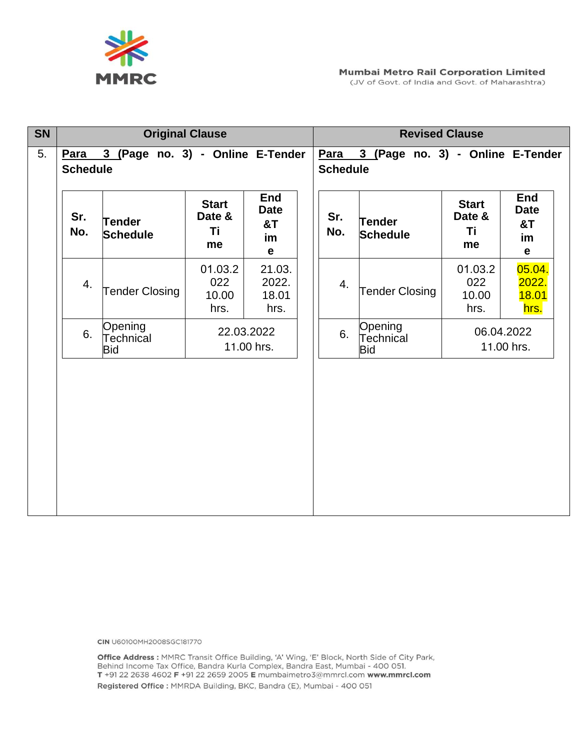| SN | Original Clause | Revised Clause |
|---|---|---|
| 5. | **Para 3 (Page no. 3) - Online E-Tender Schedule** | **Para 3 (Page no. 3) - Online E-Tender Schedule** |

**Original Clause:**

| Sr. No. | Tender Schedule | Start Date & Time | End Date &Time |
|---|---|---|---|
| 4. | Tender Closing | 01.03.2022 10.00 hrs. | 21.03.2022. 18.01 hrs. |
| 6. | Opening Technical Bid | 22.03.2022 11.00 hrs. | |

**Revised Clause:**

| Sr. No. | Tender Schedule | Start Date & Time | End Date &Time |
|---|---|---|---|
| 4. | Tender Closing | 01.03.2022 10.00 hrs. | 05.04.2022. 18.01 hrs. |
| 6. | Opening Technical Bid | 06.04.2022 11.00 hrs. | |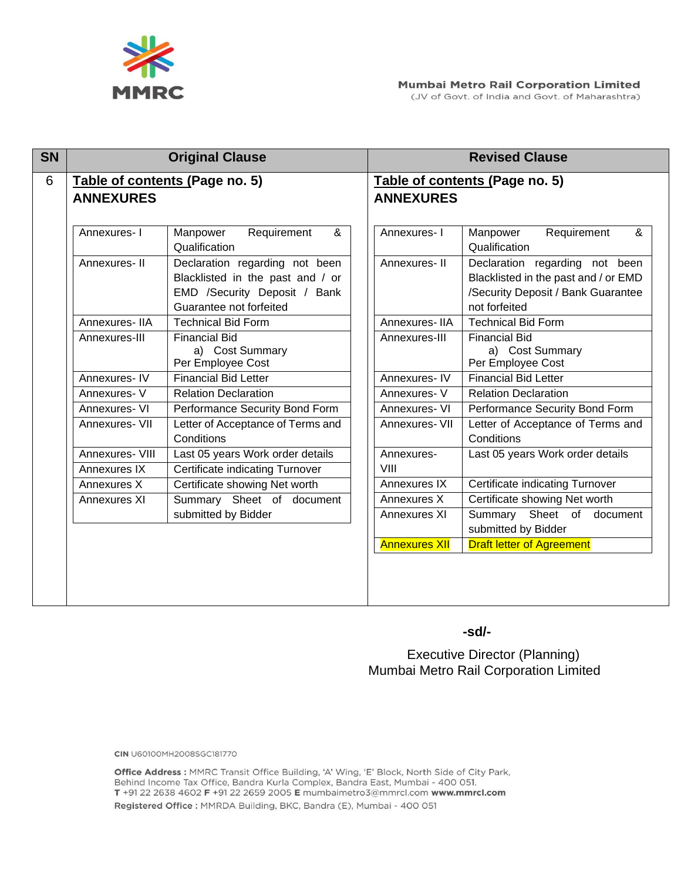| SN | Original Clause | Revised Clause |
|---|---|---|
| 6 | **Table of contents (Page no. 5)**<br>**ANNEXURES** | **Table of contents (Page no. 5)**<br>**ANNEXURES** |

**Original Clause – ANNEXURES**

| Annexure | Description |
|---|---|
| Annexures- I | Manpower Requirement & Qualification |
| Annexures- II | Declaration regarding not been Blacklisted in the past and / or EMD /Security Deposit / Bank Guarantee not forfeited |
| Annexures- IIA | Technical Bid Form |
| Annexures-III | Financial Bid<br>a) Cost Summary<br>Per Employee Cost |
| Annexures- IV | Financial Bid Letter |
| Annexures- V | Relation Declaration |
| Annexures- VI | Performance Security Bond Form |
| Annexures- VII | Letter of Acceptance of Terms and Conditions |
| Annexures- VIII | Last 05 years Work order details |
| Annexures IX | Certificate indicating Turnover |
| Annexures X | Certificate showing Net worth |
| Annexures XI | Summary Sheet of document submitted by Bidder |

**Revised Clause – ANNEXURES**

| Annexure | Description |
|---|---|
| Annexures- I | Manpower Requirement & Qualification |
| Annexures- II | Declaration regarding not been Blacklisted in the past and / or EMD /Security Deposit / Bank Guarantee not forfeited |
| Annexures- IIA | Technical Bid Form |
| Annexures-III | Financial Bid<br>a) Cost Summary<br>Per Employee Cost |
| Annexures- IV | Financial Bid Letter |
| Annexures- V | Relation Declaration |
| Annexures- VI | Performance Security Bond Form |
| Annexures- VII | Letter of Acceptance of Terms and Conditions |
| Annexures- VIII | Last 05 years Work order details |
| Annexures IX | Certificate indicating Turnover |
| Annexures X | Certificate showing Net worth |
| Annexures XI | Summary Sheet of document submitted by Bidder |
| Annexures XII | Draft letter of Agreement |

**-sd/-**

Executive Director (Planning)
Mumbai Metro Rail Corporation Limited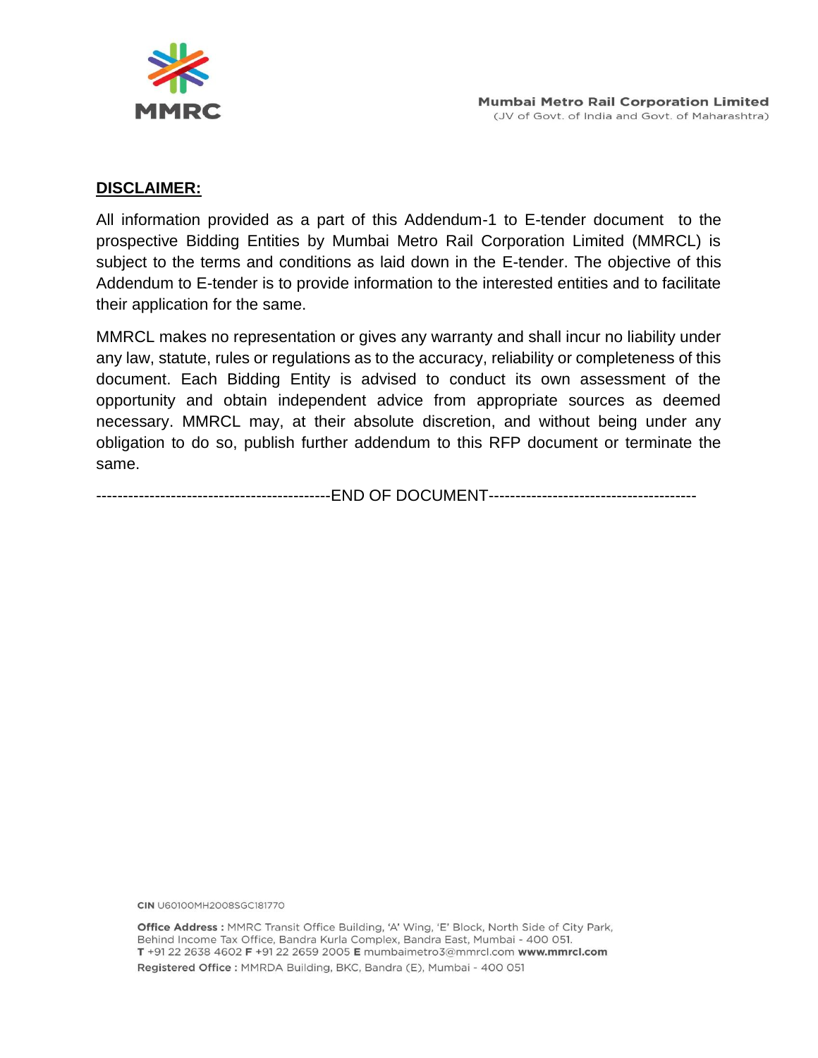**DISCLAIMER:**

All information provided as a part of this Addendum-1 to E-tender document to the prospective Bidding Entities by Mumbai Metro Rail Corporation Limited (MMRCL) is subject to the terms and conditions as laid down in the E-tender. The objective of this Addendum to E-tender is to provide information to the interested entities and to facilitate their application for the same.

MMRCL makes no representation or gives any warranty and shall incur no liability under any law, statute, rules or regulations as to the accuracy, reliability or completeness of this document. Each Bidding Entity is advised to conduct its own assessment of the opportunity and obtain independent advice from appropriate sources as deemed necessary. MMRCL may, at their absolute discretion, and without being under any obligation to do so, publish further addendum to this RFP document or terminate the same.

--------------------------------------------END OF DOCUMENT---------------------------------------